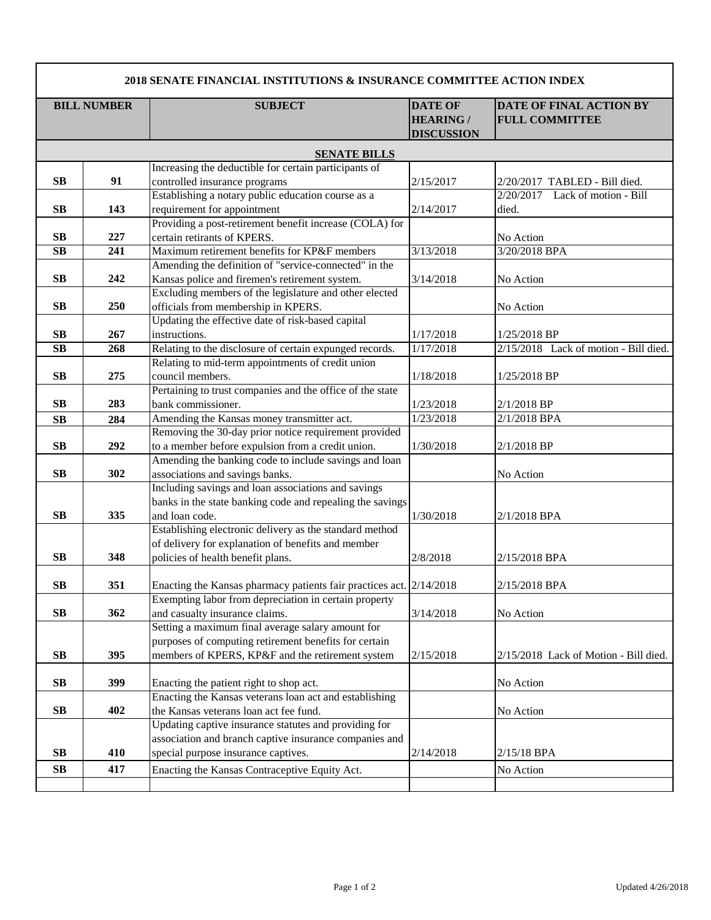## 2018 SENATE FINANCIAL INSTITUTIONS & INSURANCE COMMITTEE ACTION INDEX

| BILL NUMBER | | SUBJECT | DATE OF HEARING / DISCUSSION | DATE OF FINAL ACTION BY FULL COMMITTEE |
|---|---|---|---|---|
| **SENATE BILLS** | | | | |
| SB | 91 | Increasing the deductible for certain participants of controlled insurance programs | 2/15/2017 | 2/20/2017 TABLED - Bill died. |
| SB | 143 | Establishing a notary public education course as a requirement for appointment | 2/14/2017 | 2/20/2017 Lack of motion - Bill died. |
| SB | 227 | Providing a post-retirement benefit increase (COLA) for certain retirants of KPERS. | | No Action |
| SB | 241 | Maximum retirement benefits for KP&F members | 3/13/2018 | 3/20/2018 BPA |
| SB | 242 | Amending the definition of "service-connected" in the Kansas police and firemen's retirement system. | 3/14/2018 | No Action |
| SB | 250 | Excluding members of the legislature and other elected officials from membership in KPERS. | | No Action |
| SB | 267 | Updating the effective date of risk-based capital instructions. | 1/17/2018 | 1/25/2018 BP |
| SB | 268 | Relating to the disclosure of certain expunged records. | 1/17/2018 | 2/15/2018 Lack of motion - Bill died. |
| SB | 275 | Relating to mid-term appointments of credit union council members. | 1/18/2018 | 1/25/2018 BP |
| SB | 283 | Pertaining to trust companies and the office of the state bank commissioner. | 1/23/2018 | 2/1/2018 BP |
| SB | 284 | Amending the Kansas money transmitter act. | 1/23/2018 | 2/1/2018 BPA |
| SB | 292 | Removing the 30-day prior notice requirement provided to a member before expulsion from a credit union. | 1/30/2018 | 2/1/2018 BP |
| SB | 302 | Amending the banking code to include savings and loan associations and savings banks. | | No Action |
| SB | 335 | Including savings and loan associations and savings banks in the state banking code and repealing the savings and loan code. | 1/30/2018 | 2/1/2018 BPA |
| SB | 348 | Establishing electronic delivery as the standard method of delivery for explanation of benefits and member policies of health benefit plans. | 2/8/2018 | 2/15/2018 BPA |
| SB | 351 | Enacting the Kansas pharmacy patients fair practices act. | 2/14/2018 | 2/15/2018 BPA |
| SB | 362 | Exempting labor from depreciation in certain property and casualty insurance claims. | 3/14/2018 | No Action |
| SB | 395 | Setting a maximum final average salary amount for purposes of computing retirement benefits for certain members of KPERS, KP&F and the retirement system | 2/15/2018 | 2/15/2018 Lack of Motion - Bill died. |
| SB | 399 | Enacting the patient right to shop act. | | No Action |
| SB | 402 | Enacting the Kansas veterans loan act and establishing the Kansas veterans loan act fee fund. | | No Action |
| SB | 410 | Updating captive insurance statutes and providing for association and branch captive insurance companies and special purpose insurance captives. | 2/14/2018 | 2/15/18 BPA |
| SB | 417 | Enacting the Kansas Contraceptive Equity Act. | | No Action |
| | | | | |

Updated 4/26/2018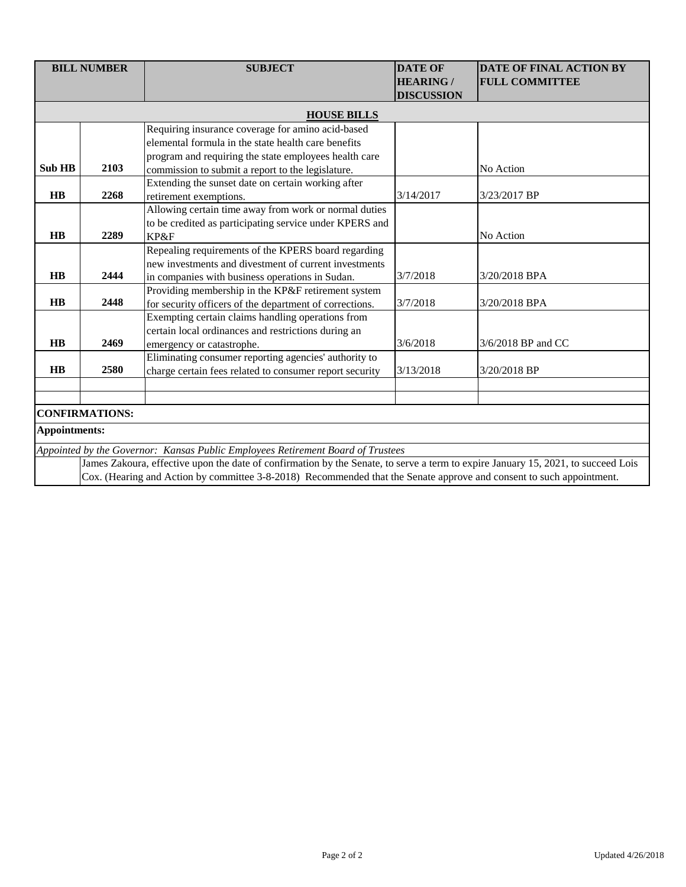| BILL NUMBER | | SUBJECT | DATE OF HEARING / DISCUSSION | DATE OF FINAL ACTION BY FULL COMMITTEE |
|---|---|---|---|---|
| **HOUSE BILLS** | | | | |
| **Sub HB** | **2103** | Requiring insurance coverage for amino acid-based elemental formula in the state health care benefits program and requiring the state employees health care commission to submit a report to the legislature. | | No Action |
| **HB** | **2268** | Extending the sunset date on certain working after retirement exemptions. | 3/14/2017 | 3/23/2017 BP |
| **HB** | **2289** | Allowing certain time away from work or normal duties to be credited as participating service under KPERS and KP&F | | No Action |
| **HB** | **2444** | Repealing requirements of the KPERS board regarding new investments and divestment of current investments in companies with business operations in Sudan. | 3/7/2018 | 3/20/2018 BPA |
| **HB** | **2448** | Providing membership in the KP&F retirement system for security officers of the department of corrections. | 3/7/2018 | 3/20/2018 BPA |
| **HB** | **2469** | Exempting certain claims handling operations from certain local ordinances and restrictions during an emergency or catastrophe. | 3/6/2018 | 3/6/2018 BP and CC |
| **HB** | **2580** | Eliminating consumer reporting agencies' authority to charge certain fees related to consumer report security | 3/13/2018 | 3/20/2018 BP |
| | | | | |
| | | | | |

**CONFIRMATIONS:**

**Appointments:**

*Appointed by the Governor: Kansas Public Employees Retirement Board of Trustees*

James Zakoura, effective upon the date of confirmation by the Senate, to serve a term to expire January 15, 2021, to succeed Lois Cox. (Hearing and Action by committee 3-8-2018) Recommended that the Senate approve and consent to such appointment.